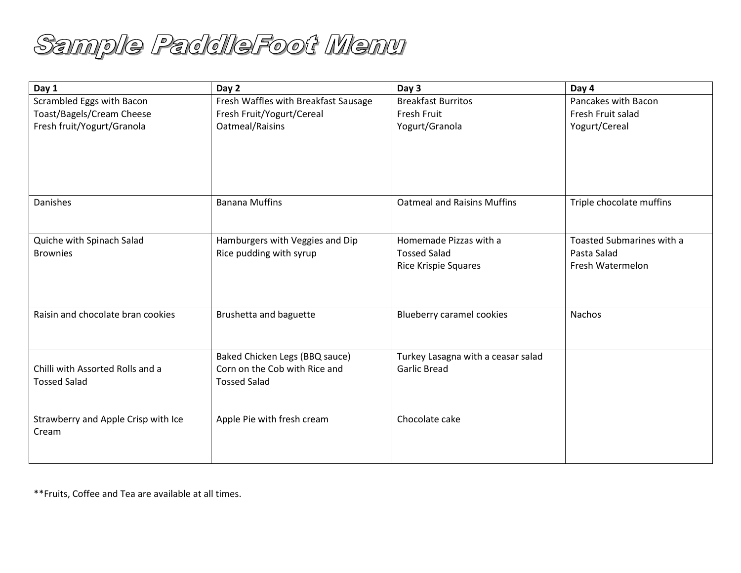# Sample PaddleFoot Menu

| Day 1 | Day 2 | Day 3 | Day 4 |
|---|---|---|---|
| Scrambled Eggs with Bacon<br>Toast/Bagels/Cream Cheese<br>Fresh fruit/Yogurt/Granola | Fresh Waffles with Breakfast Sausage<br>Fresh Fruit/Yogurt/Cereal<br>Oatmeal/Raisins | Breakfast Burritos<br>Fresh Fruit<br>Yogurt/Granola | Pancakes with Bacon<br>Fresh Fruit salad<br>Yogurt/Cereal |
| Danishes | Banana Muffins | Oatmeal and Raisins Muffins | Triple chocolate muffins |
| Quiche with Spinach Salad<br>Brownies | Hamburgers with Veggies and Dip<br>Rice pudding with syrup | Homemade Pizzas with a<br>Tossed Salad<br>Rice Krispie Squares | Toasted Submarines with a<br>Pasta Salad<br>Fresh Watermelon |
| Raisin and chocolate bran cookies | Brushetta and baguette | Blueberry caramel cookies | Nachos |
| Chilli with Assorted Rolls and a<br>Tossed Salad<br><br>Strawberry and Apple Crisp with Ice Cream | Baked Chicken Legs (BBQ sauce)<br>Corn on the Cob with Rice and<br>Tossed Salad<br><br>Apple Pie with fresh cream | Turkey Lasagna with a ceasar salad<br>Garlic Bread<br><br>Chocolate cake | |

**Fruits, Coffee and Tea are available at all times.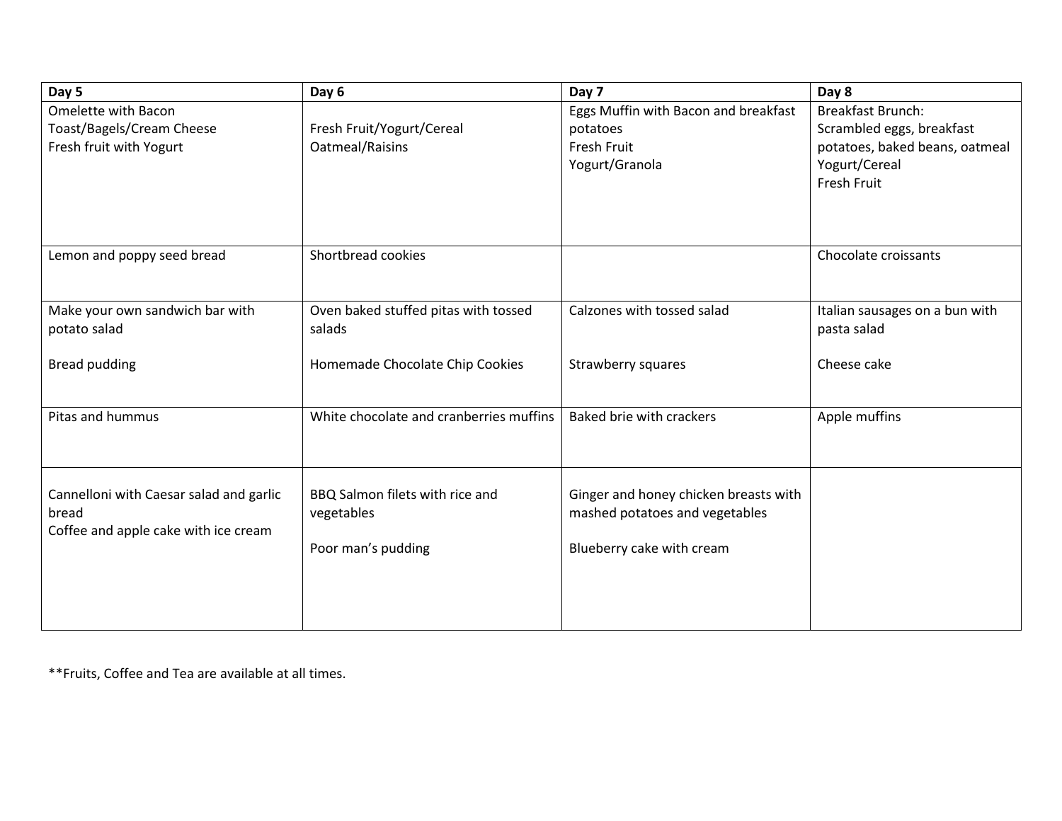| Day 5 | Day 6 | Day 7 | Day 8 |
|---|---|---|---|
| Omelette with Bacon<br>Toast/Bagels/Cream Cheese<br>Fresh fruit with Yogurt | Fresh Fruit/Yogurt/Cereal<br>Oatmeal/Raisins | Eggs Muffin with Bacon and breakfast potatoes<br>Fresh Fruit<br>Yogurt/Granola | Breakfast Brunch:<br>Scrambled eggs, breakfast potatoes, baked beans, oatmeal<br>Yogurt/Cereal<br>Fresh Fruit |
| Lemon and poppy seed bread | Shortbread cookies | | Chocolate croissants |
| Make your own sandwich bar with potato salad<br><br>Bread pudding | Oven baked stuffed pitas with tossed salads<br><br>Homemade Chocolate Chip Cookies | Calzones with tossed salad<br><br>Strawberry squares | Italian sausages on a bun with pasta salad<br><br>Cheese cake |
| Pitas and hummus | White chocolate and cranberries muffins | Baked brie with crackers | Apple muffins |
| Cannelloni with Caesar salad and garlic bread<br>Coffee and apple cake with ice cream | BBQ Salmon filets with rice and vegetables<br><br>Poor man's pudding | Ginger and honey chicken breasts with mashed potatoes and vegetables<br><br>Blueberry cake with cream | |

**Fruits, Coffee and Tea are available at all times.